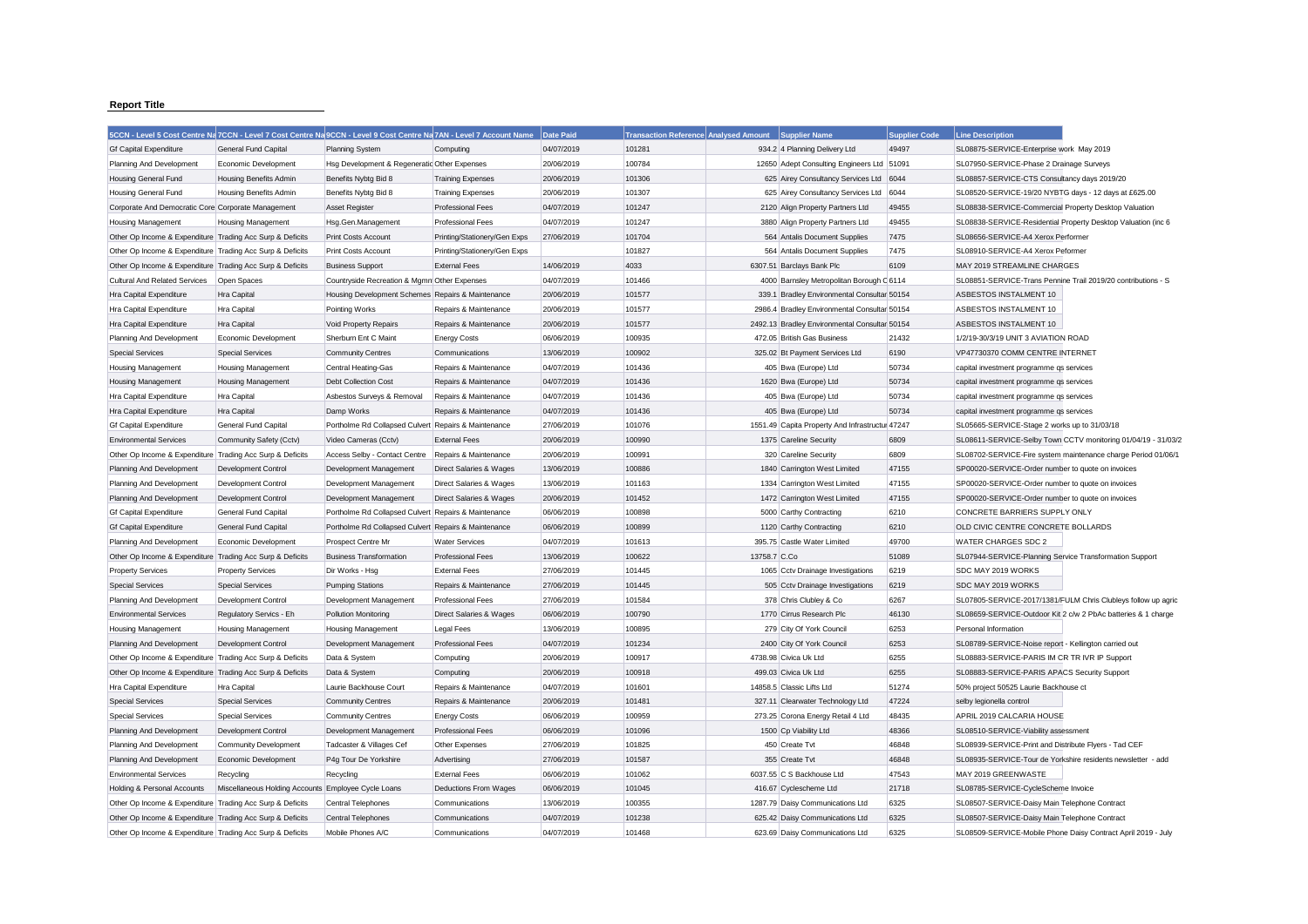**Report Title**

| 5CCN - Level 5 Cost Centre Na | 7CCN - Level 7 Cost Centre Na | 9CCN - Level 9 Cost Centre Na | 7AN - Level 7 Account Name | Date Paid | Transaction Reference | Analysed Amount | Supplier Name | Supplier Code | Line Description |
|---|---|---|---|---|---|---|---|---|---|
| Gf Capital Expenditure | General Fund Capital | Planning System | Computing | 04/07/2019 | 101281 | 934.2 | 4 Planning Delivery Ltd | 49497 | SL08875-SERVICE-Enterprise work May 2019 |
| Planning And Development | Economic Development | Hsg Development & Regeneratio | Other Expenses | 20/06/2019 | 100784 | 12650 | Adept Consulting Engineers Ltd | 51091 | SL07950-SERVICE-Phase 2 Drainage Surveys |
| Housing General Fund | Housing Benefits Admin | Benefits Nybtg Bid 8 | Training Expenses | 20/06/2019 | 101306 | 625 | Airey Consultancy Services Ltd | 6044 | SL08857-SERVICE-CTS Consultancy days 2019/20 |
| Housing General Fund | Housing Benefits Admin | Benefits Nybtg Bid 8 | Training Expenses | 20/06/2019 | 101307 | 625 | Airey Consultancy Services Ltd | 6044 | SL08520-SERVICE-19/20 NYBTG days - 12 days at £625.00 |
| Corporate And Democratic Core | Corporate Management | Asset Register | Professional Fees | 04/07/2019 | 101247 | 2120 | Align Property Partners Ltd | 49455 | SL08838-SERVICE-Commercial Property Desktop Valuation |
| Housing Management | Housing Management | Hsg.Gen.Management | Professional Fees | 04/07/2019 | 101247 | 3880 | Align Property Partners Ltd | 49455 | SL08838-SERVICE-Residential Property Desktop Valuation (inc 6 |
| Other Op Income & Expenditure | Trading Acc Surp & Deficits | Print Costs Account | Printing/Stationery/Gen Exps | 27/06/2019 | 101704 | 564 | Antalis Document Supplies | 7475 | SL08656-SERVICE-A4 Xerox Performer |
| Other Op Income & Expenditure | Trading Acc Surp & Deficits | Print Costs Account | Printing/Stationery/Gen Exps | | 101827 | 564 | Antalis Document Supplies | 7475 | SL08910-SERVICE-A4 Xerox Peformer |
| Other Op Income & Expenditure | Trading Acc Surp & Deficits | Business Support | External Fees | 14/06/2019 | 4033 | 6307.51 | Barclays Bank Plc | 6109 | MAY 2019 STREAMLINE CHARGES |
| Cultural And Related Services | Open Spaces | Countryside Recreation & Mgmn | Other Expenses | 04/07/2019 | 101466 | 4000 | Barnsley Metropolitan Borough C | 6114 | SL08851-SERVICE-Trans Pennine Trail 2019/20 contributions - S |
| Hra Capital Expenditure | Hra Capital | Housing Development Schemes | Repairs & Maintenance | 20/06/2019 | 101577 | 339.1 | Bradley Environmental Consultar | 50154 | ASBESTOS INSTALMENT 10 |
| Hra Capital Expenditure | Hra Capital | Pointing Works | Repairs & Maintenance | 20/06/2019 | 101577 | 2986.4 | Bradley Environmental Consultar | 50154 | ASBESTOS INSTALMENT 10 |
| Hra Capital Expenditure | Hra Capital | Void Property Repairs | Repairs & Maintenance | 20/06/2019 | 101577 | 2492.13 | Bradley Environmental Consultar | 50154 | ASBESTOS INSTALMENT 10 |
| Planning And Development | Economic Development | Sherburn Ent C Maint | Energy Costs | 06/06/2019 | 100935 | 472.05 | British Gas Business | 21432 | 1/2/19-30/3/19 UNIT 3 AVIATION ROAD |
| Special Services | Special Services | Community Centres | Communications | 13/06/2019 | 100902 | 325.02 | Bt Payment Services Ltd | 6190 | VP47730370 COMM CENTRE INTERNET |
| Housing Management | Housing Management | Central Heating-Gas | Repairs & Maintenance | 04/07/2019 | 101436 | 405 | Bwa (Europe) Ltd | 50734 | capital investment programme qs services |
| Housing Management | Housing Management | Debt Collection Cost | Repairs & Maintenance | 04/07/2019 | 101436 | 1620 | Bwa (Europe) Ltd | 50734 | capital investment programme qs services |
| Hra Capital Expenditure | Hra Capital | Asbestos Surveys & Removal | Repairs & Maintenance | 04/07/2019 | 101436 | 405 | Bwa (Europe) Ltd | 50734 | capital investment programme qs services |
| Hra Capital Expenditure | Hra Capital | Damp Works | Repairs & Maintenance | 04/07/2019 | 101436 | 405 | Bwa (Europe) Ltd | 50734 | capital investment programme qs services |
| Gf Capital Expenditure | General Fund Capital | Portholme Rd Collapsed Culvert | Repairs & Maintenance | 27/06/2019 | 101076 | 1551.49 | Capita Property And Infrastructur | 47247 | SL05665-SERVICE-Stage 2 works up to 31/03/18 |
| Environmental Services | Community Safety (Cctv) | Video Cameras (Cctv) | External Fees | 20/06/2019 | 100990 | 1375 | Careline Security | 6809 | SL08611-SERVICE-Selby Town CCTV monitoring 01/04/19 - 31/03/2 |
| Other Op Income & Expenditure | Trading Acc Surp & Deficits | Access Selby - Contact Centre | Repairs & Maintenance | 20/06/2019 | 100991 | 320 | Careline Security | 6809 | SL08702-SERVICE-Fire system maintenance charge Period 01/06/1 |
| Planning And Development | Development Control | Development Management | Direct Salaries & Wages | 13/06/2019 | 100886 | 1840 | Carrington West Limited | 47155 | SP00020-SERVICE-Order number to quote on invoices |
| Planning And Development | Development Control | Development Management | Direct Salaries & Wages | 13/06/2019 | 101163 | 1334 | Carrington West Limited | 47155 | SP00020-SERVICE-Order number to quote on invoices |
| Planning And Development | Development Control | Development Management | Direct Salaries & Wages | 20/06/2019 | 101452 | 1472 | Carrington West Limited | 47155 | SP00020-SERVICE-Order number to quote on invoices |
| Gf Capital Expenditure | General Fund Capital | Portholme Rd Collapsed Culvert | Repairs & Maintenance | 06/06/2019 | 100898 | 5000 | Carthy Contracting | 6210 | CONCRETE BARRIERS SUPPLY ONLY |
| Gf Capital Expenditure | General Fund Capital | Portholme Rd Collapsed Culvert | Repairs & Maintenance | 06/06/2019 | 100899 | 1120 | Carthy Contracting | 6210 | OLD CIVIC CENTRE CONCRETE BOLLARDS |
| Planning And Development | Economic Development | Prospect Centre Mr | Water Services | 04/07/2019 | 101613 | 395.75 | Castle Water Limited | 49700 | WATER CHARGES SDC 2 |
| Other Op Income & Expenditure | Trading Acc Surp & Deficits | Business Transformation | Professional Fees | 13/06/2019 | 100622 | 13758.7 | C.Co | 51089 | SL07944-SERVICE-Planning Service Transformation Support |
| Property Services | Property Services | Dir Works - Hsg | External Fees | 27/06/2019 | 101445 | 1065 | Cctv Drainage Investigations | 6219 | SDC MAY 2019 WORKS |
| Special Services | Special Services | Pumping Stations | Repairs & Maintenance | 27/06/2019 | 101445 | 505 | Cctv Drainage Investigations | 6219 | SDC MAY 2019 WORKS |
| Planning And Development | Development Control | Development Management | Professional Fees | 27/06/2019 | 101584 | 378 | Chris Clubley & Co | 6267 | SL07805-SERVICE-2017/1381/FULM Chris Clubleys follow up agric |
| Environmental Services | Regulatory Servics - Eh | Pollution Monitoring | Direct Salaries & Wages | 06/06/2019 | 100790 | 1770 | Cirrus Research Plc | 46130 | SL08659-SERVICE-Outdoor Kit 2 c/w 2 PbAc batteries & 1 charge |
| Housing Management | Housing Management | Housing Management | Legal Fees | 13/06/2019 | 100895 | 279 | City Of York Council | 6253 | Personal Information |
| Planning And Development | Development Control | Development Management | Professional Fees | 04/07/2019 | 101234 | 2400 | City Of York Council | 6253 | SL08789-SERVICE-Noise report - Kellington carried out |
| Other Op Income & Expenditure | Trading Acc Surp & Deficits | Data & System | Computing | 20/06/2019 | 100917 | 4738.98 | Civica Uk Ltd | 6255 | SL08883-SERVICE-PARIS IM CR TR IVR IP Support |
| Other Op Income & Expenditure | Trading Acc Surp & Deficits | Data & System | Computing | 20/06/2019 | 100918 | 499.03 | Civica Uk Ltd | 6255 | SL08883-SERVICE-PARIS APACS Security Support |
| Hra Capital Expenditure | Hra Capital | Laurie Backhouse Court | Repairs & Maintenance | 04/07/2019 | 101601 | 14858.5 | Classic Lifts Ltd | 51274 | 50% project 50525 Laurie Backhouse ct |
| Special Services | Special Services | Community Centres | Repairs & Maintenance | 20/06/2019 | 101481 | 327.11 | Clearwater Technology Ltd | 47224 | selby legionella control |
| Special Services | Special Services | Community Centres | Energy Costs | 06/06/2019 | 100959 | 273.25 | Corona Energy Retail 4 Ltd | 48435 | APRIL 2019 CALCARIA HOUSE |
| Planning And Development | Development Control | Development Management | Professional Fees | 06/06/2019 | 101096 | 1500 | Cp Viability Ltd | 48366 | SL08510-SERVICE-Viability assessment |
| Planning And Development | Community Development | Tadcaster & Villages Cef | Other Expenses | 27/06/2019 | 101825 | 450 | Create Tvt | 46848 | SL08939-SERVICE-Print and Distribute Flyers - Tad CEF |
| Planning And Development | Economic Development | P4g Tour De Yorkshire | Advertising | 27/06/2019 | 101587 | 355 | Create Tvt | 46848 | SL08935-SERVICE-Tour de Yorkshire residents newsletter - add |
| Environmental Services | Recycling | Recycling | External Fees | 06/06/2019 | 101062 | 6037.55 | C S Backhouse Ltd | 47543 | MAY 2019 GREENWASTE |
| Holding & Personal Accounts | Miscellaneous Holding Accounts | Employee Cycle Loans | Deductions From Wages | 06/06/2019 | 101045 | 416.67 | Cyclescheme Ltd | 21718 | SL08785-SERVICE-CycleScheme Invoice |
| Other Op Income & Expenditure | Trading Acc Surp & Deficits | Central Telephones | Communications | 13/06/2019 | 100355 | 1287.79 | Daisy Communications Ltd | 6325 | SL08507-SERVICE-Daisy Main Telephone Contract |
| Other Op Income & Expenditure | Trading Acc Surp & Deficits | Central Telephones | Communications | 04/07/2019 | 101238 | 625.42 | Daisy Communications Ltd | 6325 | SL08507-SERVICE-Daisy Main Telephone Contract |
| Other Op Income & Expenditure | Trading Acc Surp & Deficits | Mobile Phones A/C | Communications | 04/07/2019 | 101468 | 623.69 | Daisy Communications Ltd | 6325 | SL08509-SERVICE-Mobile Phone Daisy Contract April 2019 - July |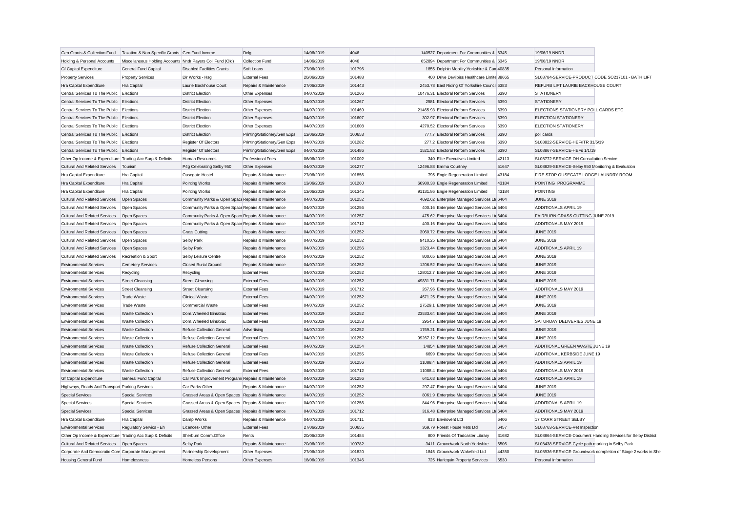| | | | | | | | | | |
|---|---|---|---|---|---|---|---|---|---|
| Gen Grants & Collection Fund | Taxation & Non-Specific Grants | Gen Fund Income | Dclg | 14/06/2019 | 4046 | 140527 | Department For Communities & | 6345 | 19/06/19 NNDR |
| Holding & Personal Accounts | Miscellaneous Holding Accounts | Nndr Payers Coll Fund (Old) | Collection Fund | 14/06/2019 | 4046 | 652894 | Department For Communities & | 6345 | 19/06/19 NNDR |
| Gf Capital Expenditure | General Fund Capital | Disabled Facilities Grants | Soft Loans | 27/06/2019 | 101796 | 1855 | Dolphin Mobility Yorkshire & Cum | 40835 | Personal Information |
| Property Services | Property Services | Dir Works - Hsg | External Fees | 20/06/2019 | 101488 | 400 | Drive Devilbiss Healthcare Limite | 38665 | SL08784-SERVICE-PRODUCT CODE SO217101 - BATH LIFT |
| Hra Capital Expenditure | Hra Capital | Laurie Backhouse Court | Repairs & Maintenance | 27/06/2019 | 101443 | 2453.78 | East Riding Of Yorkshire Council | 6383 | REFURB LIFT LAURIE BACKHOUSE COURT |
| Central Services To The Public | Elections | District Election | Other Expenses | 04/07/2019 | 101266 | 10476.31 | Electoral Reform Services | 6390 | STATIONERY |
| Central Services To The Public | Elections | District Election | Other Expenses | 04/07/2019 | 101267 | 2581 | Electoral Reform Services | 6390 | STATIONERY |
| Central Services To The Public | Elections | District Election | Other Expenses | 04/07/2019 | 101469 | 21465.93 | Electoral Reform Services | 6390 | ELECTIONS STATIONERY POLL CARDS ETC |
| Central Services To The Public | Elections | District Election | Other Expenses | 04/07/2019 | 101607 | 302.97 | Electoral Reform Services | 6390 | ELECTION STATIONERY |
| Central Services To The Public | Elections | District Election | Other Expenses | 04/07/2019 | 101608 | 4270.52 | Electoral Reform Services | 6390 | ELECTION STATIONERY |
| Central Services To The Public | Elections | District Election | Printing/Stationery/Gen Exps | 13/06/2019 | 100653 | 777.7 | Electoral Reform Services | 6390 | poll cards |
| Central Services To The Public | Elections | Register Of Electors | Printing/Stationery/Gen Exps | 04/07/2019 | 101282 | 277.2 | Electoral Reform Services | 6390 | SL08822-SERVICE-HEF/ITR 31/5/19 |
| Central Services To The Public | Elections | Register Of Electors | Printing/Stationery/Gen Exps | 04/07/2019 | 101486 | 1521.82 | Electoral Reform Services | 6390 | SL08867-SERVICE-HEFs 1/1/19 |
| Other Op Income & Expenditure | Trading Acc Surp & Deficits | Human Resources | Professional Fees | 06/06/2019 | 101002 | 340 | Elite Executives Limited | 42113 | SL08772-SERVICE-OH Consultation Service |
| Cultural And Related Services | Tourism | P4g Celebrating Selby 950 | Other Expenses | 04/07/2019 | 101277 | 12496.88 | Emma Courtney | 51647 | SL08829-SERVICE-Selby 950 Monitoring & Evaluation |
| Hra Capital Expenditure | Hra Capital | Ousegate Hostel | Repairs & Maintenance | 27/06/2019 | 101856 | 795 | Engie Regeneration Limited | 43184 | FIRE STOP OUSEGATE LODGE LAUNDRY ROOM |
| Hra Capital Expenditure | Hra Capital | Pointing Works | Repairs & Maintenance | 13/06/2019 | 101260 | 66980.38 | Engie Regeneration Limited | 43184 | POINTING PROGRAMME |
| Hra Capital Expenditure | Hra Capital | Pointing Works | Repairs & Maintenance | 13/06/2019 | 101345 | 91131.86 | Engie Regeneration Limited | 43184 | POINTING |
| Cultural And Related Services | Open Spaces | Community Parks & Open Space | Repairs & Maintenance | 04/07/2019 | 101252 | 4692.62 | Enterprise Managed Services Ltd | 6404 | JUNE 2019 |
| Cultural And Related Services | Open Spaces | Community Parks & Open Space | Repairs & Maintenance | 04/07/2019 | 101256 | 400.16 | Enterprise Managed Services Ltd | 6404 | ADDITIONALS APRIL 19 |
| Cultural And Related Services | Open Spaces | Community Parks & Open Space | Repairs & Maintenance | 04/07/2019 | 101257 | 475.62 | Enterprise Managed Services Ltd | 6404 | FAIRBURN GRASS CUTTING JUNE 2019 |
| Cultural And Related Services | Open Spaces | Community Parks & Open Space | Repairs & Maintenance | 04/07/2019 | 101712 | 400.16 | Enterprise Managed Services Ltd | 6404 | ADDITIONALS MAY 2019 |
| Cultural And Related Services | Open Spaces | Grass Cutting | Repairs & Maintenance | 04/07/2019 | 101252 | 3060.72 | Enterprise Managed Services Ltd | 6404 | JUNE 2019 |
| Cultural And Related Services | Open Spaces | Selby Park | Repairs & Maintenance | 04/07/2019 | 101252 | 9410.25 | Enterprise Managed Services Ltd | 6404 | JUNE 2019 |
| Cultural And Related Services | Open Spaces | Selby Park | Repairs & Maintenance | 04/07/2019 | 101256 | 1323.44 | Enterprise Managed Services Ltd | 6404 | ADDITIONALS APRIL 19 |
| Cultural And Related Services | Recreation & Sport | Selby Leisure Centre | Repairs & Maintenance | 04/07/2019 | 101252 | 800.65 | Enterprise Managed Services Ltd | 6404 | JUNE 2019 |
| Environmental Services | Cemetery Services | Closed Burial Ground | Repairs & Maintenance | 04/07/2019 | 101252 | 1206.52 | Enterprise Managed Services Ltd | 6404 | JUNE 2019 |
| Environmental Services | Recycling | Recycling | External Fees | 04/07/2019 | 101252 | 128012.7 | Enterprise Managed Services Ltd | 6404 | JUNE 2019 |
| Environmental Services | Street Cleansing | Street Cleansing | External Fees | 04/07/2019 | 101252 | 49831.71 | Enterprise Managed Services Ltd | 6404 | JUNE 2019 |
| Environmental Services | Street Cleansing | Street Cleansing | External Fees | 04/07/2019 | 101712 | 267.96 | Enterprise Managed Services Ltd | 6404 | ADDITIONALS MAY 2019 |
| Environmental Services | Trade Waste | Clinical Waste | External Fees | 04/07/2019 | 101252 | 4671.25 | Enterprise Managed Services Ltd | 6404 | JUNE 2019 |
| Environmental Services | Trade Waste | Commercial Waste | External Fees | 04/07/2019 | 101252 | 27529.1 | Enterprise Managed Services Ltd | 6404 | JUNE 2019 |
| Environmental Services | Waste Collection | Dom.Wheeled Bins/Sac | External Fees | 04/07/2019 | 101252 | 23533.64 | Enterprise Managed Services Ltd | 6404 | JUNE 2019 |
| Environmental Services | Waste Collection | Dom.Wheeled Bins/Sac | External Fees | 04/07/2019 | 101253 | 2954.7 | Enterprise Managed Services Ltd | 6404 | SATURDAY DELIVERIES JUNE 19 |
| Environmental Services | Waste Collection | Refuse Collection General | Advertising | 04/07/2019 | 101252 | 1769.21 | Enterprise Managed Services Ltd | 6404 | JUNE 2019 |
| Environmental Services | Waste Collection | Refuse Collection General | External Fees | 04/07/2019 | 101252 | 99267.12 | Enterprise Managed Services Ltd | 6404 | JUNE 2019 |
| Environmental Services | Waste Collection | Refuse Collection General | External Fees | 04/07/2019 | 101254 | 14854 | Enterprise Managed Services Ltd | 6404 | ADDITIONAL GREEN WASTE JUNE 19 |
| Environmental Services | Waste Collection | Refuse Collection General | External Fees | 04/07/2019 | 101255 | 6699 | Enterprise Managed Services Ltd | 6404 | ADDITIONAL KERBSIDE JUNE 19 |
| Environmental Services | Waste Collection | Refuse Collection General | External Fees | 04/07/2019 | 101256 | 11088.4 | Enterprise Managed Services Ltd | 6404 | ADDITIONALS APRIL 19 |
| Environmental Services | Waste Collection | Refuse Collection General | External Fees | 04/07/2019 | 101712 | 11088.4 | Enterprise Managed Services Ltd | 6404 | ADDITIONALS MAY 2019 |
| Gf Capital Expenditure | General Fund Capital | Car Park Improvement Program | Repairs & Maintenance | 04/07/2019 | 101256 | 641.63 | Enterprise Managed Services Ltd | 6404 | ADDITIONALS APRIL 19 |
| Highways, Roads And Transport | Parking Services | Car Parks-Other | Repairs & Maintenance | 04/07/2019 | 101252 | 297.47 | Enterprise Managed Services Ltd | 6404 | JUNE 2019 |
| Special Services | Special Services | Grassed Areas & Open Spaces | Repairs & Maintenance | 04/07/2019 | 101252 | 8061.9 | Enterprise Managed Services Ltd | 6404 | JUNE 2019 |
| Special Services | Special Services | Grassed Areas & Open Spaces | Repairs & Maintenance | 04/07/2019 | 101256 | 844.96 | Enterprise Managed Services Ltd | 6404 | ADDITIONALS APRIL 19 |
| Special Services | Special Services | Grassed Areas & Open Spaces | Repairs & Maintenance | 04/07/2019 | 101712 | 316.48 | Enterprise Managed Services Ltd | 6404 | ADDITIONALS MAY 2019 |
| Hra Capital Expenditure | Hra Capital | Damp Works | Repairs & Maintenance | 04/07/2019 | 101711 | 818 | Envirovent Ltd | 6406 | 17 CARR STREET SELBY |
| Environmental Services | Regulatory Servics - Eh | Licences- Other | External Fees | 27/06/2019 | 100655 | 369.79 | Forest House Vets Ltd | 6457 | SL08763-SERVICE-Vet Inspection |
| Other Op Income & Expenditure | Trading Acc Surp & Deficits | Sherburn Comm.Office | Rents | 20/06/2019 | 101484 | 800 | Friends Of Tadcaster Library | 31682 | SL08864-SERVICE-Document Handling Services for Selby District |
| Cultural And Related Services | Open Spaces | Selby Park | Repairs & Maintenance | 20/06/2019 | 100782 | 3411 | Groundwork North Yorkshire | 6506 | SL08438-SERVICE-Cycle path marking in Selby Park |
| Corporate And Democratic Core | Corporate Management | Partnership Development | Other Expenses | 27/06/2019 | 101820 | 1845 | Groundwork Wakefield Ltd | 44350 | SL08936-SERVICE-Groundwork completion of Stage 2 works in She |
| Housing General Fund | Homelessness | Homeless Persons | Other Expenses | 18/06/2019 | 101346 | 725 | Harlequin Property Services | 6530 | Personal Information |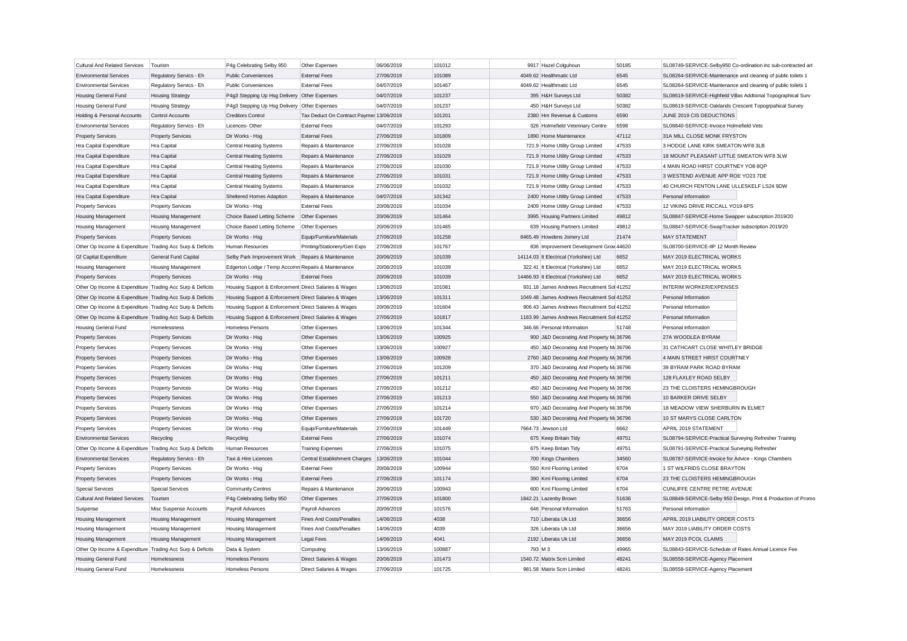| Cultural And Related Services | Tourism | P4g Celebrating Selby 950 | Other Expenses | 06/06/2019 | 101012 | 9917 | Hazel Colguhoun | 50185 | SL08749-SERVICE-Selby950 Co-ordination inc sub-contracted art |
|---|---|---|---|---|---|---|---|---|---|
| Environmental Services | Regulatory Servics - Eh | Public Conveniences | External Fees | 27/06/2019 | 101089 | 4049.62 | Healthmatic Ltd | 6545 | SL08264-SERVICE-Maintenance and cleaning of public toilets 1 |
| Environmental Services | Regulatory Servics - Eh | Public Conveniences | External Fees | 04/07/2019 | 101467 | 4049.62 | Healthmatic Ltd | 6545 | SL08264-SERVICE-Maintenance and cleaning of public toilets 1 |
| Housing General Fund | Housing Strategy | P4g3 Stepping Up Hsg Delivery | Other Expenses | 04/07/2019 | 101237 | 395 | H&H Surveys Ltd | 50382 | SL08619-SERVICE-Highfield Villas Addtional Topographical Surv |
| Housing General Fund | Housing Strategy | P4g3 Stepping Up Hsg Delivery | Other Expenses | 04/07/2019 | 101237 | 450 | H&H Surveys Ltd | 50382 | SL08619-SERVICE-Oaklands Crescent Topogrpahical Survey |
| Holding & Personal Accounts | Control Accounts | Creditors Control | Tax Deduct On Contract Paymen | 13/06/2019 | 101201 | 2380 | Hm Revenue & Customs | 6590 | JUNE 2019 CIS DEDUCTIONS |
| Environmental Services | Regulatory Servics - Eh | Licences- Other | External Fees | 04/07/2019 | 101293 | 326 | Holmefield Veterinary Centre | 6598 | SL08840-SERVICE-Invoice Holmefield Vets |
| Property Services | Property Services | Dir Works - Hsg | External Fees | 27/06/2019 | 101809 | 1890 | Home Maintenance | 47112 | 31A MILL CLOSE MONK FRYSTON |
| Hra Capital Expenditure | Hra Capital | Central Heating Systems | Repairs & Maintenance | 27/06/2019 | 101028 | 721.9 | Home Utility Group Limited | 47533 | 3 HODGE LANE KIRK SMEATON WF8 3LB |
| Hra Capital Expenditure | Hra Capital | Central Heating Systems | Repairs & Maintenance | 27/06/2019 | 101029 | 721.9 | Home Utility Group Limited | 47533 | 18 MOUNT PLEASANT LITTLE SMEATON WF8 3LW |
| Hra Capital Expenditure | Hra Capital | Central Heating Systems | Repairs & Maintenance | 27/06/2019 | 101030 | 721.9 | Home Utility Group Limited | 47533 | 4 MAIN ROAD HIRST COURTNEY YO8 8QP |
| Hra Capital Expenditure | Hra Capital | Central Heating Systems | Repairs & Maintenance | 27/06/2019 | 101031 | 721.9 | Home Utility Group Limited | 47533 | 3 WESTEND AVENUE APP ROE YO23 7DE |
| Hra Capital Expenditure | Hra Capital | Central Heating Systems | Repairs & Maintenance | 27/06/2019 | 101032 | 721.9 | Home Utility Group Limited | 47533 | 40 CHURCH FENTON LANE ULLESKELF LS24 9DW |
| Hra Capital Expenditure | Hra Capital | Sheltered Homes Adaption | Repairs & Maintenance | 04/07/2019 | 101342 | 2400 | Home Utility Group Limited | 47533 | Personal Information |
| Property Services | Property Services | Dir Works - Hsg | External Fees | 20/06/2019 | 101034 | 2409 | Home Utility Group Limited | 47533 | 12 VIKING DRIVE RICCALL YO19 6PS |
| Housing Management | Housing Management | Choice Based Letting Scheme | Other Expenses | 20/06/2019 | 101464 | 3995 | Housing Partners Limited | 49812 | SL08847-SERVICE-Home Swapper subscription 2019/20 |
| Housing Management | Housing Management | Choice Based Letting Scheme | Other Expenses | 20/06/2019 | 101465 | 639 | Housing Partners Limited | 49812 | SL08847-SERVICE-SwapTracker subscription 2019/20 |
| Property Services | Property Services | Dir Works - Hsg | Equip/Furniture/Materials | 27/06/2019 | 101258 | 8465.49 | Howdens Joinery Ltd | 21474 | MAY STATEMENT |
| Other Op Income & Expenditure | Trading Acc Surp & Deficits | Human Resources | Printing/Stationery/Gen Exps | 27/06/2019 | 101767 | 836 | Improvement Development Grow | 44620 | SL08700-SERVICE-IIP 12 Month Review |
| Gf Capital Expenditure | General Fund Capital | Selby Park Improvement Work | Repairs & Maintenance | 20/06/2019 | 101039 | 14114.03 | It Electrical (Yorkshire) Ltd | 6652 | MAY 2019 ELECTRICAL WORKS |
| Housing Management | Housing Management | Edgerton Lodge / Temp Accomm | Repairs & Maintenance | 20/06/2019 | 101039 | 322.41 | It Electrical (Yorkshire) Ltd | 6652 | MAY 2019 ELECTRICAL WORKS |
| Property Services | Property Services | Dir Works - Hsg | External Fees | 20/06/2019 | 101039 | 14466.93 | It Electrical (Yorkshire) Ltd | 6652 | MAY 2019 ELECTRICAL WORKS |
| Other Op Income & Expenditure | Trading Acc Surp & Deficits | Housing Support & Enforcement | Direct Salaries & Wages | 13/06/2019 | 101081 | 931.18 | James Andrews Recruitment Sol | 41252 | INTERIM WORKER/EXPENSES |
| Other Op Income & Expenditure | Trading Acc Surp & Deficits | Housing Support & Enforcement | Direct Salaries & Wages | 13/06/2019 | 101311 | 1049.48 | James Andrews Recruitment Sol | 41252 | Personal Information |
| Other Op Income & Expenditure | Trading Acc Surp & Deficits | Housing Support & Enforcement | Direct Salaries & Wages | 20/06/2019 | 101604 | 906.43 | James Andrews Recruitment Sol | 41252 | Personal Information |
| Other Op Income & Expenditure | Trading Acc Surp & Deficits | Housing Support & Enforcement | Direct Salaries & Wages | 27/06/2019 | 101817 | 1183.99 | James Andrews Recruitment Sol | 41252 | Personal Information |
| Housing General Fund | Homelessness | Homeless Persons | Other Expenses | 13/06/2019 | 101344 | 346.66 | Personal Information | 51748 | Personal Information |
| Property Services | Property Services | Dir Works - Hsg | Other Expenses | 13/06/2019 | 100925 | 900 | J&D Decorating And Property M | 36796 | 27A WOODLEA BYRAM |
| Property Services | Property Services | Dir Works - Hsg | Other Expenses | 13/06/2019 | 100927 | 450 | J&D Decorating And Property M | 36796 | 31 CATHCART CLOSE WHITLEY BRIDGE |
| Property Services | Property Services | Dir Works - Hsg | Other Expenses | 13/06/2019 | 100928 | 2760 | J&D Decorating And Property M | 36796 | 4 MAIN STREET HIRST COURTNEY |
| Property Services | Property Services | Dir Works - Hsg | Other Expenses | 27/06/2019 | 101209 | 370 | J&D Decorating And Property M | 36796 | 39 BYRAM PARK ROAD BYRAM |
| Property Services | Property Services | Dir Works - Hsg | Other Expenses | 27/06/2019 | 101211 | 450 | J&D Decorating And Property M | 36796 | 128 FLAXLEY ROAD SELBY |
| Property Services | Property Services | Dir Works - Hsg | Other Expenses | 27/06/2019 | 101212 | 450 | J&D Decorating And Property M | 36796 | 23 THE CLOISTERS HEMINGBROUGH |
| Property Services | Property Services | Dir Works - Hsg | Other Expenses | 27/06/2019 | 101213 | 550 | J&D Decorating And Property M | 36796 | 10 BARKER DRIVE SELBY |
| Property Services | Property Services | Dir Works - Hsg | Other Expenses | 27/06/2019 | 101214 | 970 | J&D Decorating And Property M | 36796 | 18 MEADOW VIEW SHERBURN IN ELMET |
| Property Services | Property Services | Dir Works - Hsg | Other Expenses | 27/06/2019 | 101720 | 530 | J&D Decorating And Property M | 36796 | 10 ST MARYS CLOSE CARLTON |
| Property Services | Property Services | Dir Works - Hsg | Equip/Furniture/Materials | 27/06/2019 | 101449 | 7664.73 | Jewson Ltd | 6662 | APRIL 2019 STATEMENT |
| Environmental Services | Recycling | Recycling | External Fees | 27/06/2019 | 101074 | 675 | Keep Britain Tidy | 49751 | SL08794-SERVICE-Practical Surveying Refresher Training |
| Other Op Income & Expenditure | Trading Acc Surp & Deficits | Human Resources | Training Expenses | 27/06/2019 | 101075 | 675 | Keep Britain Tidy | 49751 | SL08791-SERVICE-Practical Surveying Refresher |
| Environmental Services | Regulatory Servics - Eh | Taxi & Hire Licences | Central Establishment Charges | 13/06/2019 | 101044 | 700 | Kings Chambers | 34560 | SL08787-SERVICE-Invoice for Advice - Kings Chambers |
| Property Services | Property Services | Dir Works - Hsg | External Fees | 20/06/2019 | 100944 | 550 | Kml Flooring Limited | 6704 | 1 ST WILFRIDS CLOSE BRAYTON |
| Property Services | Property Services | Dir Works - Hsg | External Fees | 27/06/2019 | 101174 | 390 | Kml Flooring Limited | 6704 | 23 THE CLOISTERS HEMINGBROUGH |
| Special Services | Special Services | Community Centres | Repairs & Maintenance | 20/06/2019 | 100943 | 600 | Kml Flooring Limited | 6704 | CUNLIFFE CENTRE PETRE AVENUE |
| Cultural And Related Services | Tourism | P4g Celebrating Selby 950 | Other Expenses | 27/06/2019 | 101800 | 1842.21 | Lazenby Brown | 51636 | SL08849-SERVICE-Selby 950 Design, Print & Production of Promo |
| Suspense | Misc Suspense Accounts | Payroll Advances | Payroll Advances | 20/06/2019 | 101576 | 646 | Personal Information | 51763 | Personal Information |
| Housing Management | Housing Management | Housing Management | Fines And Costs/Penalties | 14/06/2019 | 4038 | 710 | Liberata Uk Ltd | 36656 | APRIL 2019 LIABILITY ORDER COSTS |
| Housing Management | Housing Management | Housing Management | Fines And Costs/Penalties | 14/06/2019 | 4039 | 326 | Liberata Uk Ltd | 36656 | MAY 2019 LIABILITY ORDER COSTS |
| Housing Management | Housing Management | Housing Management | Legal Fees | 14/06/2019 | 4041 | 2192 | Liberata Uk Ltd | 36656 | MAY 2019 PCOL CLAIMS |
| Other Op Income & Expenditure | Trading Acc Surp & Deficits | Data & System | Computing | 13/06/2019 | 100887 | 793 | M 3 | 49965 | SL08843-SERVICE-Schedule of Rates Annual Licence Fee |
| Housing General Fund | Homelessness | Homeless Persons | Direct Salaries & Wages | 20/06/2019 | 101473 | 1540.72 | Matrix Scm Limited | 48241 | SL08558-SERVICE-Agency Placement |
| Housing General Fund | Homelessness | Homeless Persons | Direct Salaries & Wages | 27/06/2019 | 101725 | 981.58 | Matrix Scm Limited | 48241 | SL08558-SERVICE-Agency Placement |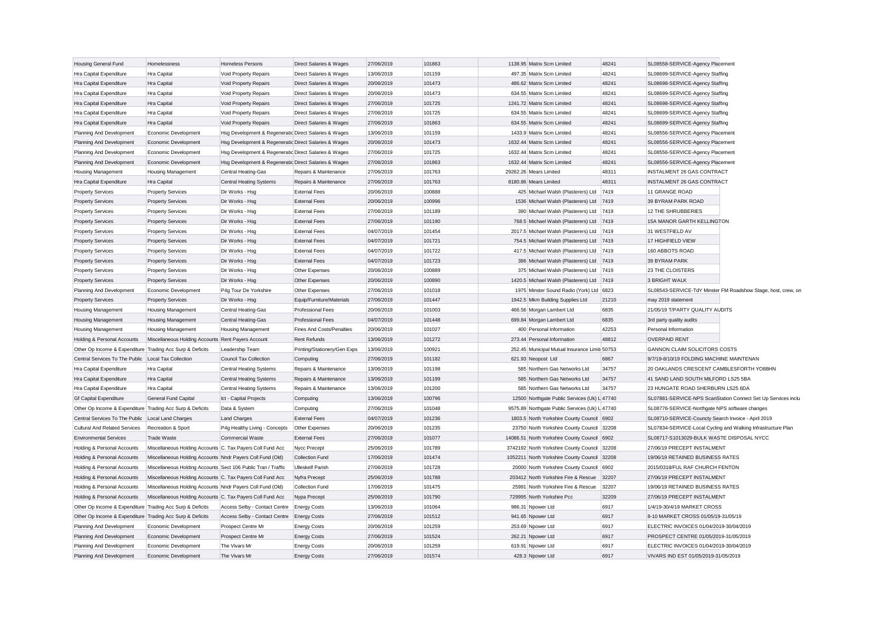| Housing General Fund | Homelessness | Homeless Persons | Direct Salaries & Wages | 27/06/2019 | 101863 | 1138.95 | Matrix Scm Limited | 48241 | SL08558-SERVICE-Agency Placement |
|---|---|---|---|---|---|---|---|---|---|
| Hra Capital Expenditure | Hra Capital | Void Property Repairs | Direct Salaries & Wages | 13/06/2019 | 101159 | 497.35 | Matrix Scm Limited | 48241 | SL08699-SERVICE-Agency Staffing |
| Hra Capital Expenditure | Hra Capital | Void Property Repairs | Direct Salaries & Wages | 20/06/2019 | 101473 | 486.62 | Matrix Scm Limited | 48241 | SL08698-SERVICE-Agency Staffing |
| Hra Capital Expenditure | Hra Capital | Void Property Repairs | Direct Salaries & Wages | 20/06/2019 | 101473 | 634.55 | Matrix Scm Limited | 48241 | SL08699-SERVICE-Agency Staffing |
| Hra Capital Expenditure | Hra Capital | Void Property Repairs | Direct Salaries & Wages | 27/06/2019 | 101725 | 1241.72 | Matrix Scm Limited | 48241 | SL08698-SERVICE-Agency Staffing |
| Hra Capital Expenditure | Hra Capital | Void Property Repairs | Direct Salaries & Wages | 27/06/2019 | 101725 | 634.55 | Matrix Scm Limited | 48241 | SL08699-SERVICE-Agency Staffing |
| Hra Capital Expenditure | Hra Capital | Void Property Repairs | Direct Salaries & Wages | 27/06/2019 | 101863 | 634.55 | Matrix Scm Limited | 48241 | SL08699-SERVICE-Agency Staffing |
| Planning And Development | Economic Development | Hsg Development & Regeneratic | Direct Salaries & Wages | 13/06/2019 | 101159 | 1433.9 | Matrix Scm Limited | 48241 | SL08556-SERVICE-Agency Placement |
| Planning And Development | Economic Development | Hsg Development & Regeneratic | Direct Salaries & Wages | 20/06/2019 | 101473 | 1632.44 | Matrix Scm Limited | 48241 | SL08556-SERVICE-Agency Placement |
| Planning And Development | Economic Development | Hsg Development & Regeneratic | Direct Salaries & Wages | 27/06/2019 | 101725 | 1632.44 | Matrix Scm Limited | 48241 | SL08556-SERVICE-Agency Placement |
| Planning And Development | Economic Development | Hsg Development & Regeneratic | Direct Salaries & Wages | 27/06/2019 | 101863 | 1632.44 | Matrix Scm Limited | 48241 | SL08556-SERVICE-Agency Placement |
| Housing Management | Housing Management | Central Heating-Gas | Repairs & Maintenance | 27/06/2019 | 101763 | 29262.26 | Mears Limited | 48311 | INSTALMENT 26 GAS CONTRACT |
| Hra Capital Expenditure | Hra Capital | Central Heating Systems | Repairs & Maintenance | 27/06/2019 | 101763 | 8180.86 | Mears Limited | 48311 | INSTALMENT 26 GAS CONTRACT |
| Property Services | Property Services | Dir Works - Hsg | External Fees | 20/06/2019 | 100888 | 425 | Michael Walsh (Plasterers) Ltd | 7419 | 11 GRANGE ROAD |
| Property Services | Property Services | Dir Works - Hsg | External Fees | 20/06/2019 | 100996 | 1536 | Michael Walsh (Plasterers) Ltd | 7419 | 39 BYRAM PARK ROAD |
| Property Services | Property Services | Dir Works - Hsg | External Fees | 27/06/2019 | 101189 | 390 | Michael Walsh (Plasterers) Ltd | 7419 | 12 THE SHRUBBERIES |
| Property Services | Property Services | Dir Works - Hsg | External Fees | 27/06/2019 | 101190 | 768.5 | Michael Walsh (Plasterers) Ltd | 7419 | 15A MANOR GARTH KELLINGTON |
| Property Services | Property Services | Dir Works - Hsg | External Fees | 04/07/2019 | 101454 | 2017.5 | Michael Walsh (Plasterers) Ltd | 7419 | 31 WESTFIELD AV |
| Property Services | Property Services | Dir Works - Hsg | External Fees | 04/07/2019 | 101721 | 754.5 | Michael Walsh (Plasterers) Ltd | 7419 | 17 HIGHFIELD VIEW |
| Property Services | Property Services | Dir Works - Hsg | External Fees | 04/07/2019 | 101722 | 417.5 | Michael Walsh (Plasterers) Ltd | 7419 | 160 ABBOTS ROAD |
| Property Services | Property Services | Dir Works - Hsg | External Fees | 04/07/2019 | 101723 | 386 | Michael Walsh (Plasterers) Ltd | 7419 | 39 BYRAM PARK |
| Property Services | Property Services | Dir Works - Hsg | Other Expenses | 20/06/2019 | 100889 | 375 | Michael Walsh (Plasterers) Ltd | 7419 | 23 THE CLOISTERS |
| Property Services | Property Services | Dir Works - Hsg | Other Expenses | 20/06/2019 | 100890 | 1420.5 | Michael Walsh (Plasterers) Ltd | 7419 | 3 BRIGHT WALK |
| Planning And Development | Economic Development | P4g Tour De Yorkshire | Other Expenses | 27/06/2019 | 101018 | 1975 | Minster Sound Radio (York) Ltd | 6823 | SL08543-SERVICE-TdY Minster FM Roadshow Stage, host, crew, on |
| Property Services | Property Services | Dir Works - Hsg | Equip/Furniture/Materials | 27/06/2019 | 101447 | 1942.5 | Mkm Building Supplies Ltd | 21210 | may 2019 statement |
| Housing Management | Housing Management | Central Heating-Gas | Professional Fees | 20/06/2019 | 101003 | 466.56 | Morgan Lambert Ltd | 6835 | 21/05/19 T/PARTY QUALITY AUDITS |
| Housing Management | Housing Management | Central Heating-Gas | Professional Fees | 04/07/2019 | 101448 | 699.84 | Morgan Lambert Ltd | 6835 | 3rd party quality audits |
| Housing Management | Housing Management | Housing Management | Fines And Costs/Penalties | 20/06/2019 | 101027 | 400 | Personal Information | 42253 | Personal Information |
| Holding & Personal Accounts | Miscellaneous Holding Accounts | Rent Payers Account | Rent Refunds | 13/06/2019 | 101272 | 273.44 | Personal Information | 48812 | OVERPAID RENT |
| Other Op Income & Expenditure | Trading Acc Surp & Deficits | Leadership Team | Printing/Stationery/Gen Exps | 13/06/2019 | 100921 | 252.45 | Municipal Mutual Insurance Limit | 50753 | GANNON CLAIM SOLICITORS COSTS |
| Central Services To The Public | Local Tax Collection | Council Tax Collection | Computing | 27/06/2019 | 101182 | 621.93 | Neopost Ltd | 6867 | 9/7/19-8/10/19 FOLDING MACHINE MAINTENAN |
| Hra Capital Expenditure | Hra Capital | Central Heating Systems | Repairs & Maintenance | 13/06/2019 | 101198 | 585 | Northern Gas Networks Ltd | 34757 | 20 OAKLANDS CRESCENT CAMBLESFORTH YO88HN |
| Hra Capital Expenditure | Hra Capital | Central Heating Systems | Repairs & Maintenance | 13/06/2019 | 101199 | 585 | Northern Gas Networks Ltd | 34757 | 41 SAND LAND SOUTH MILFORD LS25 5BA |
| Hra Capital Expenditure | Hra Capital | Central Heating Systems | Repairs & Maintenance | 13/06/2019 | 101200 | 585 | Northern Gas Networks Ltd | 34757 | 23 HUNGATE ROAD SHERBURN LS25 6DA |
| Gf Capital Expenditure | General Fund Capital | Ict - Capital Projects | Computing | 13/06/2019 | 100796 | 12500 | Northgate Public Services (Uk) L | 47740 | SL07881-SERVICE-NPS ScanStation Connect Set Up Services inclu |
| Other Op Income & Expenditure | Trading Acc Surp & Deficits | Data & System | Computing | 27/06/2019 | 101048 | 9575.89 | Northgate Public Services (Uk) L | 47740 | SL08776-SERVICE-Northgate NPS software changes |
| Central Services To The Public | Local Land Charges | Land Charges | External Fees | 04/07/2019 | 101236 | 1803.5 | North Yorkshire County Council | 6902 | SL08710-SERVICE-Councty Search Invoice - April 2019 |
| Cultural And Related Services | Recreation & Sport | P4g Healthy Living - Concepts | Other Expenses | 20/06/2019 | 101235 | 23750 | North Yorkshire County Council | 32208 | SL07834-SERVICE-Local Cycling and Walking Infrastructure Plan |
| Environmental Services | Trade Waste | Commercial Waste | External Fees | 27/06/2019 | 101077 | 14086.51 | North Yorkshire County Council | 6902 | SL08717-S1013029-BULK WASTE DISPOSAL NYCC |
| Holding & Personal Accounts | Miscellaneous Holding Accounts | C. Tax Payers Coll Fund Acc | Nycc Precept | 25/06/2019 | 101789 | 3742192 | North Yorkshire County Council | 32208 | 27/06/19 PRECEPT INSTALMENT |
| Holding & Personal Accounts | Miscellaneous Holding Accounts | Nndr Payers Coll Fund (Old) | Collection Fund | 17/06/2019 | 101474 | 1052211 | North Yorkshire County Council | 32208 | 19/06/19 RETAINED BUSINESS RATES |
| Holding & Personal Accounts | Miscellaneous Holding Accounts | Sect 106 Public Tran / Traffic | Ulleskelf Parish | 27/06/2019 | 101728 | 20000 | North Yorkshire County Council | 6902 | 2015/0318/FUL RAF CHURCH FENTON |
| Holding & Personal Accounts | Miscellaneous Holding Accounts | C. Tax Payers Coll Fund Acc | Nyfra Precept | 25/06/2019 | 101788 | 203412 | North Yorkshire Fire & Rescue | 32207 | 27/06/19 PRECEPT INSTALMENT |
| Holding & Personal Accounts | Miscellaneous Holding Accounts | Nndr Payers Coll Fund (Old) | Collection Fund | 17/06/2019 | 101475 | 25991 | North Yorkshire Fire & Rescue | 32207 | 19/06/19 RETAINED BUSINESS RATES |
| Holding & Personal Accounts | Miscellaneous Holding Accounts | C. Tax Payers Coll Fund Acc | Nypa Precept | 25/06/2019 | 101790 | 729995 | North Yorkshire Pcc | 32209 | 27/06/19 PRECEPT INSTALMENT |
| Other Op Income & Expenditure | Trading Acc Surp & Deficits | Access Selby - Contact Centre | Energy Costs | 13/06/2019 | 101064 | 986.31 | Npower Ltd | 6917 | 1/4/19-30/4/19 MARKET CROSS |
| Other Op Income & Expenditure | Trading Acc Surp & Deficits | Access Selby - Contact Centre | Energy Costs | 27/06/2019 | 101512 | 941.65 | Npower Ltd | 6917 | 8-10 MARKET CROSS 01/05/19-31/05/19 |
| Planning And Development | Economic Development | Prospect Centre Mr | Energy Costs | 20/06/2019 | 101259 | 253.69 | Npower Ltd | 6917 | ELECTRIC INVOICES 01/04/2019-30/04/2019 |
| Planning And Development | Economic Development | Prospect Centre Mr | Energy Costs | 27/06/2019 | 101524 | 262.21 | Npower Ltd | 6917 | PROSPECT CENTRE 01/05/2019-31/05/2019 |
| Planning And Development | Economic Development | The Vivars Mr | Energy Costs | 20/06/2019 | 101259 | 619.91 | Npower Ltd | 6917 | ELECTRIC INVOICES 01/04/2019-30/04/2019 |
| Planning And Development | Economic Development | The Vivars Mr | Energy Costs | 27/06/2019 | 101574 | 428.3 | Npower Ltd | 6917 | VIVARS IND EST 01/05/2019-31/05/2019 |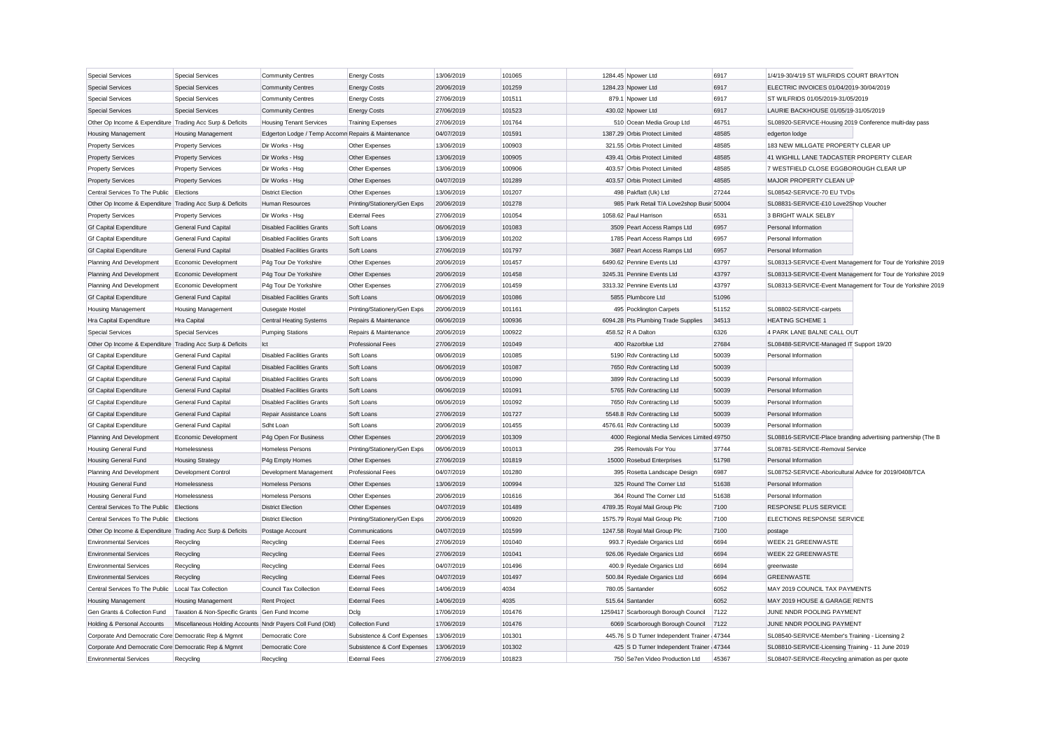| | | | | | | | | | |
|---|---|---|---|---|---|---|---|---|---|
| Special Services | Special Services | Community Centres | Energy Costs | 13/06/2019 | 101065 | 1284.45 | Npower Ltd | 6917 | 1/4/19-30/4/19 ST WILFRIDS COURT BRAYTON |
| Special Services | Special Services | Community Centres | Energy Costs | 20/06/2019 | 101259 | 1284.23 | Npower Ltd | 6917 | ELECTRIC INVOICES 01/04/2019-30/04/2019 |
| Special Services | Special Services | Community Centres | Energy Costs | 27/06/2019 | 101511 | 879.1 | Npower Ltd | 6917 | ST WILFRIDS 01/05/2019-31/05/2019 |
| Special Services | Special Services | Community Centres | Energy Costs | 27/06/2019 | 101523 | 430.02 | Npower Ltd | 6917 | LAURIE BACKHOUSE 01/05/19-31/05/2019 |
| Other Op Income & Expenditure | Trading Acc Surp & Deficits | Housing Tenant Services | Training Expenses | 27/06/2019 | 101764 | 510 | Ocean Media Group Ltd | 46751 | SL08920-SERVICE-Housing 2019 Conference multi-day pass |
| Housing Management | Housing Management | Edgerton Lodge / Temp Accomm | Repairs & Maintenance | 04/07/2019 | 101591 | 1387.29 | Orbis Protect Limited | 48585 | edgerton lodge |
| Property Services | Property Services | Dir Works - Hsg | Other Expenses | 13/06/2019 | 100903 | 321.55 | Orbis Protect Limited | 48585 | 183 NEW MILLGATE PROPERTY CLEAR UP |
| Property Services | Property Services | Dir Works - Hsg | Other Expenses | 13/06/2019 | 100905 | 439.41 | Orbis Protect Limited | 48585 | 41 WIGHILL LANE TADCASTER PROPERTY CLEAR |
| Property Services | Property Services | Dir Works - Hsg | Other Expenses | 13/06/2019 | 100906 | 403.57 | Orbis Protect Limited | 48585 | 7 WESTFIELD CLOSE EGGBOROUGH CLEAR UP |
| Property Services | Property Services | Dir Works - Hsg | Other Expenses | 04/07/2019 | 101289 | 403.57 | Orbis Protect Limited | 48585 | MAJOR PROPERTY CLEAN UP |
| Central Services To The Public | Elections | District Election | Other Expenses | 13/06/2019 | 101207 | 498 | Pakflatt (Uk) Ltd | 27244 | SL08542-SERVICE-70 EU TVDs |
| Other Op Income & Expenditure | Trading Acc Surp & Deficits | Human Resources | Printing/Stationery/Gen Exps | 20/06/2019 | 101278 | 985 | Park Retail T/A Love2shop Busir | 50004 | SL08831-SERVICE-£10 Love2Shop Voucher |
| Property Services | Property Services | Dir Works - Hsg | External Fees | 27/06/2019 | 101054 | 1058.62 | Paul Harrison | 6531 | 3 BRIGHT WALK SELBY |
| Gf Capital Expenditure | General Fund Capital | Disabled Facilities Grants | Soft Loans | 06/06/2019 | 101083 | 3509 | Peart Access Ramps Ltd | 6957 | Personal Information |
| Gf Capital Expenditure | General Fund Capital | Disabled Facilities Grants | Soft Loans | 13/06/2019 | 101202 | 1785 | Peart Access Ramps Ltd | 6957 | Personal Information |
| Gf Capital Expenditure | General Fund Capital | Disabled Facilities Grants | Soft Loans | 27/06/2019 | 101797 | 3687 | Peart Access Ramps Ltd | 6957 | Personal Information |
| Planning And Development | Economic Development | P4g Tour De Yorkshire | Other Expenses | 20/06/2019 | 101457 | 6490.62 | Pennine Events Ltd | 43797 | SL08313-SERVICE-Event Management for Tour de Yorkshire 2019 |
| Planning And Development | Economic Development | P4g Tour De Yorkshire | Other Expenses | 20/06/2019 | 101458 | 3245.31 | Pennine Events Ltd | 43797 | SL08313-SERVICE-Event Management for Tour de Yorkshire 2019 |
| Planning And Development | Economic Development | P4g Tour De Yorkshire | Other Expenses | 27/06/2019 | 101459 | 3313.32 | Pennine Events Ltd | 43797 | SL08313-SERVICE-Event Management for Tour de Yorkshire 2019 |
| Gf Capital Expenditure | General Fund Capital | Disabled Facilities Grants | Soft Loans | 06/06/2019 | 101086 | 5855 | Plumbcore Ltd | 51096 | |
| Housing Management | Housing Management | Ousegate Hostel | Printing/Stationery/Gen Exps | 20/06/2019 | 101161 | 495 | Pocklington Carpets | 51152 | SL08802-SERVICE-carpets |
| Hra Capital Expenditure | Hra Capital | Central Heating Systems | Repairs & Maintenance | 06/06/2019 | 100936 | 6094.28 | Pts Plumbing Trade Supplies | 34513 | HEATING SCHEME 1 |
| Special Services | Special Services | Pumping Stations | Repairs & Maintenance | 20/06/2019 | 100922 | 458.52 | R A Dalton | 6326 | 4 PARK LANE BALNE CALL OUT |
| Other Op Income & Expenditure | Trading Acc Surp & Deficits | Ict | Professional Fees | 27/06/2019 | 101049 | 400 | Razorblue Ltd | 27684 | SL08488-SERVICE-Managed IT Support 19/20 |
| Gf Capital Expenditure | General Fund Capital | Disabled Facilities Grants | Soft Loans | 06/06/2019 | 101085 | 5190 | Rdv Contracting Ltd | 50039 | Personal Information |
| Gf Capital Expenditure | General Fund Capital | Disabled Facilities Grants | Soft Loans | 06/06/2019 | 101087 | 7650 | Rdv Contracting Ltd | 50039 | |
| Gf Capital Expenditure | General Fund Capital | Disabled Facilities Grants | Soft Loans | 06/06/2019 | 101090 | 3899 | Rdv Contracting Ltd | 50039 | Personal Information |
| Gf Capital Expenditure | General Fund Capital | Disabled Facilities Grants | Soft Loans | 06/06/2019 | 101091 | 5765 | Rdv Contracting Ltd | 50039 | Personal Information |
| Gf Capital Expenditure | General Fund Capital | Disabled Facilities Grants | Soft Loans | 06/06/2019 | 101092 | 7650 | Rdv Contracting Ltd | 50039 | Personal Information |
| Gf Capital Expenditure | General Fund Capital | Repair Assistance Loans | Soft Loans | 27/06/2019 | 101727 | 5548.8 | Rdv Contracting Ltd | 50039 | Personal Information |
| Gf Capital Expenditure | General Fund Capital | Sdht Loan | Soft Loans | 20/06/2019 | 101455 | 4576.61 | Rdv Contracting Ltd | 50039 | Personal Information |
| Planning And Development | Economic Development | P4g Open For Business | Other Expenses | 20/06/2019 | 101309 | 4000 | Regional Media Services Limited | 49750 | SL08816-SERVICE-Place branding advertising partnership (The B |
| Housing General Fund | Homelessness | Homeless Persons | Printing/Stationery/Gen Exps | 06/06/2019 | 101013 | 295 | Removals For You | 37744 | SL08781-SERVICE-Removal Service |
| Housing General Fund | Housing Strategy | P4g Empty Homes | Other Expenses | 27/06/2019 | 101819 | 15000 | Rosebud Enterprises | 51798 | Personal Information |
| Planning And Development | Development Control | Development Management | Professional Fees | 04/07/2019 | 101280 | 395 | Rosetta Landscape Design | 6987 | SL08752-SERVICE-Aboricultural Advice for 2019/0408/TCA |
| Housing General Fund | Homelessness | Homeless Persons | Other Expenses | 13/06/2019 | 100994 | 325 | Round The Corner Ltd | 51638 | Personal Information |
| Housing General Fund | Homelessness | Homeless Persons | Other Expenses | 20/06/2019 | 101616 | 364 | Round The Corner Ltd | 51638 | Personal Information |
| Central Services To The Public | Elections | District Election | Other Expenses | 04/07/2019 | 101489 | 4789.35 | Royal Mail Group Plc | 7100 | RESPONSE PLUS SERVICE |
| Central Services To The Public | Elections | District Election | Printing/Stationery/Gen Exps | 20/06/2019 | 100920 | 1575.79 | Royal Mail Group Plc | 7100 | ELECTIONS RESPONSE SERVICE |
| Other Op Income & Expenditure | Trading Acc Surp & Deficits | Postage Account | Communications | 04/07/2019 | 101599 | 1247.58 | Royal Mail Group Plc | 7100 | postage |
| Environmental Services | Recycling | Recycling | External Fees | 27/06/2019 | 101040 | 993.7 | Ryedale Organics Ltd | 6694 | WEEK 21 GREENWASTE |
| Environmental Services | Recycling | Recycling | External Fees | 27/06/2019 | 101041 | 926.06 | Ryedale Organics Ltd | 6694 | WEEK 22 GREENWASTE |
| Environmental Services | Recycling | Recycling | External Fees | 04/07/2019 | 101496 | 400.9 | Ryedale Organics Ltd | 6694 | greenwaste |
| Environmental Services | Recycling | Recycling | External Fees | 04/07/2019 | 101497 | 500.84 | Ryedale Organics Ltd | 6694 | GREENWASTE |
| Central Services To The Public | Local Tax Collection | Council Tax Collection | External Fees | 14/06/2019 | 4034 | 780.05 | Santander | 6052 | MAY 2019 COUNCIL TAX PAYMENTS |
| Housing Management | Housing Management | Rent Project | External Fees | 14/06/2019 | 4035 | 515.64 | Santander | 6052 | MAY 2019 HOUSE & GARAGE RENTS |
| Gen Grants & Collection Fund | Taxation & Non-Specific Grants | Gen Fund Income | Dclg | 17/06/2019 | 101476 | 1259417 | Scarborough Borough Council | 7122 | JUNE NNDR POOLING PAYMENT |
| Holding & Personal Accounts | Miscellaneous Holding Accounts | Nndr Payers Coll Fund (Old) | Collection Fund | 17/06/2019 | 101476 | 6069 | Scarborough Borough Council | 7122 | JUNE NNDR POOLING PAYMENT |
| Corporate And Democratic Core | Democratic Rep & Mgmnt | Democratic Core | Subsistence & Conf Expenses | 13/06/2019 | 101301 | 445.76 | S D Turner Independent Trainer | 47344 | SL08540-SERVICE-Member's Training - Licensing 2 |
| Corporate And Democratic Core | Democratic Rep & Mgmnt | Democratic Core | Subsistence & Conf Expenses | 13/06/2019 | 101302 | 425 | S D Turner Independent Trainer | 47344 | SL08810-SERVICE-Licensing Training - 11 June 2019 |
| Environmental Services | Recycling | Recycling | External Fees | 27/06/2019 | 101823 | 750 | Se7en Video Production Ltd | 45367 | SL08407-SERVICE-Recycling animation as per quote |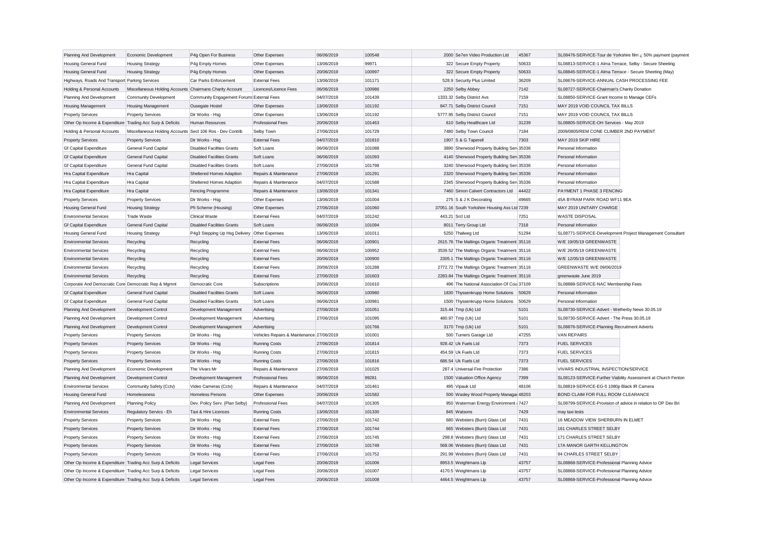| | | | | | | | | | |
|---|---|---|---|---|---|---|---|---|---|
| Planning And Development | Economic Development | P4g Open For Business | Other Expenses | 06/06/2019 | 100548 | 2000 | Se7en Video Production Ltd | 45367 | SL08476-SERVICE-Tour de Yorkshire film ¿ 50% payment (payment |
| Housing General Fund | Housing Strategy | P4g Empty Homes | Other Expenses | 13/06/2019 | 99971 | 322 | Secure Empty Property | 50633 | SL08813-SERVICE-1 Alma Terrace, Selby - Secure Sheeting |
| Housing General Fund | Housing Strategy | P4g Empty Homes | Other Expenses | 20/06/2019 | 100997 | 322 | Secure Empty Property | 50633 | SL08845-SERVICE-1 Alma Terrace - Secure Sheeting (May) |
| Highways, Roads And Transport | Parking Services | Car Parks Enforcement | External Fees | 13/06/2019 | 101171 | 528.9 | Security Plus Limited | 36209 | SL08676-SERVICE-ANNUAL CASH PROCESSING FEE |
| Holding & Personal Accounts | Miscellaneous Holding Accounts | Chairmans Charity Account | Licences/Licence Fees | 06/06/2019 | 100986 | 2250 | Selby Abbey | 7142 | SL08727-SERVICE-Chairman's Charity Donation |
| Planning And Development | Community Development | Community Engagement Forums | External Fees | 04/07/2019 | 101439 | 1333.32 | Selby District Avs | 7159 | SL08850-SERVICE-Grant Income to Manage CEFs |
| Housing Management | Housing Management | Ousegate Hostel | Other Expenses | 13/06/2019 | 101192 | 847.71 | Selby District Council | 7151 | MAY 2019 VOID COUNCIL TAX BILLS |
| Property Services | Property Services | Dir Works - Hsg | Other Expenses | 13/06/2019 | 101192 | 5777.95 | Selby District Council | 7151 | MAY 2019 VOID COUNCIL TAX BILLS |
| Other Op Income & Expenditure | Trading Acc Surp & Deficits | Human Resources | Professional Fees | 20/06/2019 | 101463 | 610 | Selby Healthcare Ltd | 31239 | SL08805-SERVICE-OH Services - May 2019 |
| Holding & Personal Accounts | Miscellaneous Holding Accounts | Sect 106 Ros - Dev Contrib | Selby Town | 27/06/2019 | 101729 | 7480 | Selby Town Council | 7184 | 2009/0805/REM CONE CLIMBER 2ND PAYMENT |
| Property Services | Property Services | Dir Works - Hsg | External Fees | 04/07/2019 | 101810 | 1907 | S & G Taperell | 7303 | MAY 2019 SKIP HIRE |
| Gf Capital Expenditure | General Fund Capital | Disabled Facilities Grants | Soft Loans | 06/06/2019 | 101088 | 3890 | Sherwood Property Building Serv | 35336 | Personal Information |
| Gf Capital Expenditure | General Fund Capital | Disabled Facilities Grants | Soft Loans | 06/06/2019 | 101093 | 4140 | Sherwood Property Building Serv | 35336 | Personal Information |
| Gf Capital Expenditure | General Fund Capital | Disabled Facilities Grants | Soft Loans | 27/06/2019 | 101798 | 3240 | Sherwood Property Building Serv | 35336 | Personal Information |
| Hra Capital Expenditure | Hra Capital | Sheltered Homes Adaption | Repairs & Maintenance | 27/06/2019 | 101291 | 2320 | Sherwood Property Building Serv | 35336 | Personal Information |
| Hra Capital Expenditure | Hra Capital | Sheltered Homes Adaption | Repairs & Maintenance | 04/07/2019 | 101588 | 2345 | Sherwood Property Building Serv | 35336 | Personal Information |
| Hra Capital Expenditure | Hra Capital | Fencing Programme | Repairs & Maintenance | 13/06/2019 | 101341 | 7460 | Simon Calvert Contractors Ltd | 44422 | PAYMENT 1 PHASE 3 FENCING |
| Property Services | Property Services | Dir Works - Hsg | Other Expenses | 13/06/2019 | 101004 | 275 | S & J K Decorating | 49665 | 45A BYRAM PARK ROAD WF11 9EA |
| Housing General Fund | Housing Strategy | Pfi Scheme (Housing) | Other Expenses | 27/06/2019 | 101060 | 37051.16 | South Yorkshire Housing Ass Ltd | 7239 | MAY 2019 UNITARY CHARGE |
| Environmental Services | Trade Waste | Clinical Waste | External Fees | 04/07/2019 | 101242 | 443.21 | Srcl Ltd | 7251 | WASTE DISPOSAL |
| Gf Capital Expenditure | General Fund Capital | Disabled Facilities Grants | Soft Loans | 06/06/2019 | 101094 | 8011 | Terry Group Ltd | 7318 | Personal Information |
| Housing General Fund | Housing Strategy | P4g3 Stepping Up Hsg Delivery | Other Expenses | 13/06/2019 | 101011 | 5250 | Thalweg Ltd | 51294 | SL08771-SERVICE-Development Project Management Consultant |
| Environmental Services | Recycling | Recycling | External Fees | 06/06/2019 | 100901 | 2615.76 | The Maltings Organic Treatment | 35116 | W/E 19/05/19 GREENWASTE |
| Environmental Services | Recycling | Recycling | External Fees | 06/06/2019 | 100952 | 3539.52 | The Maltings Organic Treatment | 35116 | W/E 26/05/19 GREENWASTE |
| Environmental Services | Recycling | Recycling | External Fees | 20/06/2019 | 100900 | 2305.1 | The Maltings Organic Treatment | 35116 | W/E 12/05/19 GREENWASTE |
| Environmental Services | Recycling | Recycling | External Fees | 20/06/2019 | 101288 | 2772.72 | The Maltings Organic Treatment | 35116 | GREENWASTE W/E 09/06/2019 |
| Environmental Services | Recycling | Recycling | External Fees | 27/06/2019 | 101603 | 2283.84 | The Maltings Organic Treatment | 35116 | greenwaste June 2019 |
| Corporate And Democratic Core | Democratic Rep & Mgmnt | Democratic Core | Subscriptions | 20/06/2019 | 101610 | 496 | The National Association Of Cou | 37109 | SL08888-SERVICE-NAC Membership Fees |
| Gf Capital Expenditure | General Fund Capital | Disabled Facilities Grants | Soft Loans | 06/06/2019 | 100980 | 1830 | Thyssenkrupp Home Solutions | 50629 | Personal Information |
| Gf Capital Expenditure | General Fund Capital | Disabled Facilities Grants | Soft Loans | 06/06/2019 | 100981 | 1500 | Thyssenkrupp Home Solutions | 50629 | Personal Information |
| Planning And Development | Development Control | Development Management | Advertising | 27/06/2019 | 101051 | 315.44 | Tmp (Uk) Ltd | 5101 | SL08730-SERVICE-Advert - Wetherby News 30.05.19 |
| Planning And Development | Development Control | Development Management | Advertising | 27/06/2019 | 101095 | 480.97 | Tmp (Uk) Ltd | 5101 | SL08730-SERVICE-Advert - The Press 30.05.19 |
| Planning And Development | Development Control | Development Management | Advertising | | 101766 | 3170 | Tmp (Uk) Ltd | 5101 | SL08876-SERVICE-Planning Recruitment Adverts |
| Property Services | Property Services | Dir Works - Hsg | Vehicles Repairs & Maintenance | 27/06/2019 | 101001 | 500 | Turners Garage Ltd | 47255 | VAN REPAIRS |
| Property Services | Property Services | Dir Works - Hsg | Running Costs | 27/06/2019 | 101814 | 928.42 | Uk Fuels Ltd | 7373 | FUEL SERVICES |
| Property Services | Property Services | Dir Works - Hsg | Running Costs | 27/06/2019 | 101815 | 454.59 | Uk Fuels Ltd | 7373 | FUEL SERVICES |
| Property Services | Property Services | Dir Works - Hsg | Running Costs | 27/06/2019 | 101816 | 686.54 | Uk Fuels Ltd | 7373 | FUEL SERVICES |
| Planning And Development | Economic Development | The Vivars Mr | Repairs & Maintenance | 27/06/2019 | 101025 | 287.4 | Universal Fire Protection | 7386 | VIVARS INDUSTRIAL INSPECTION/SERVICE |
| Planning And Development | Development Control | Development Management | Professional Fees | 06/06/2019 | 99281 | 1500 | Valuation Office Agency | 7399 | SL08123-SERVICE-Further Viability Assessment at Church Fenton |
| Environmental Services | Community Safety (Cctv) | Video Cameras (Cctv) | Repairs & Maintenance | 04/07/2019 | 101461 | 495 | Vipauk Ltd | 48106 | SL08819-SERVICE-EG-5 1080p Black IR Camera |
| Housing General Fund | Homelessness | Homeless Persons | Other Expenses | 20/06/2019 | 101582 | 500 | Wasley Wood Property Managem | 48203 | BOND CLAIM FOR FULL ROOM CLEARANCE |
| Planning And Development | Planning Policy | Dev. Policy Serv. (Plan Selby) | Professional Fees | 04/07/2019 | 101305 | 950 | Waterman Energy Environment | 7427 | SL08799-SERVICE-Provision of advice in relation to OP Dev Bri |
| Environmental Services | Regulatory Servics - Eh | Taxi & Hire Licences | Running Costs | 13/06/2019 | 101330 | 845 | Watsons | 7429 | may taxi tests |
| Property Services | Property Services | Dir Works - Hsg | External Fees | 27/06/2019 | 101742 | 680 | Websters (Burn) Glass Ltd | 7431 | 16 MEADOW VIEW SHERBURN IN ELMET |
| Property Services | Property Services | Dir Works - Hsg | External Fees | 27/06/2019 | 101744 | 665 | Websters (Burn) Glass Ltd | 7431 | 161 CHARLES STREET SELBY |
| Property Services | Property Services | Dir Works - Hsg | External Fees | 27/06/2019 | 101745 | 298.8 | Websters (Burn) Glass Ltd | 7431 | 171 CHARLES STREET SELBY |
| Property Services | Property Services | Dir Works - Hsg | External Fees | 27/06/2019 | 101749 | 568.06 | Websters (Burn) Glass Ltd | 7431 | 17A MANOR GARTH KELLINGTON |
| Property Services | Property Services | Dir Works - Hsg | External Fees | 27/06/2019 | 101752 | 291.99 | Websters (Burn) Glass Ltd | 7431 | 94 CHARLES STREET SELBY |
| Other Op Income & Expenditure | Trading Acc Surp & Deficits | Legal Services | Legal Fees | 20/06/2019 | 101006 | 8953.5 | Weightmans Llp | 43757 | SL08868-SERVICE-Professional Planning Advice |
| Other Op Income & Expenditure | Trading Acc Surp & Deficits | Legal Services | Legal Fees | 20/06/2019 | 101007 | 4170.5 | Weightmans Llp | 43757 | SL08868-SERVICE-Professional Planning Advice |
| Other Op Income & Expenditure | Trading Acc Surp & Deficits | Legal Services | Legal Fees | 20/06/2019 | 101008 | 4464.5 | Weightmans Llp | 43757 | SL08868-SERVICE-Professional Planning Advice |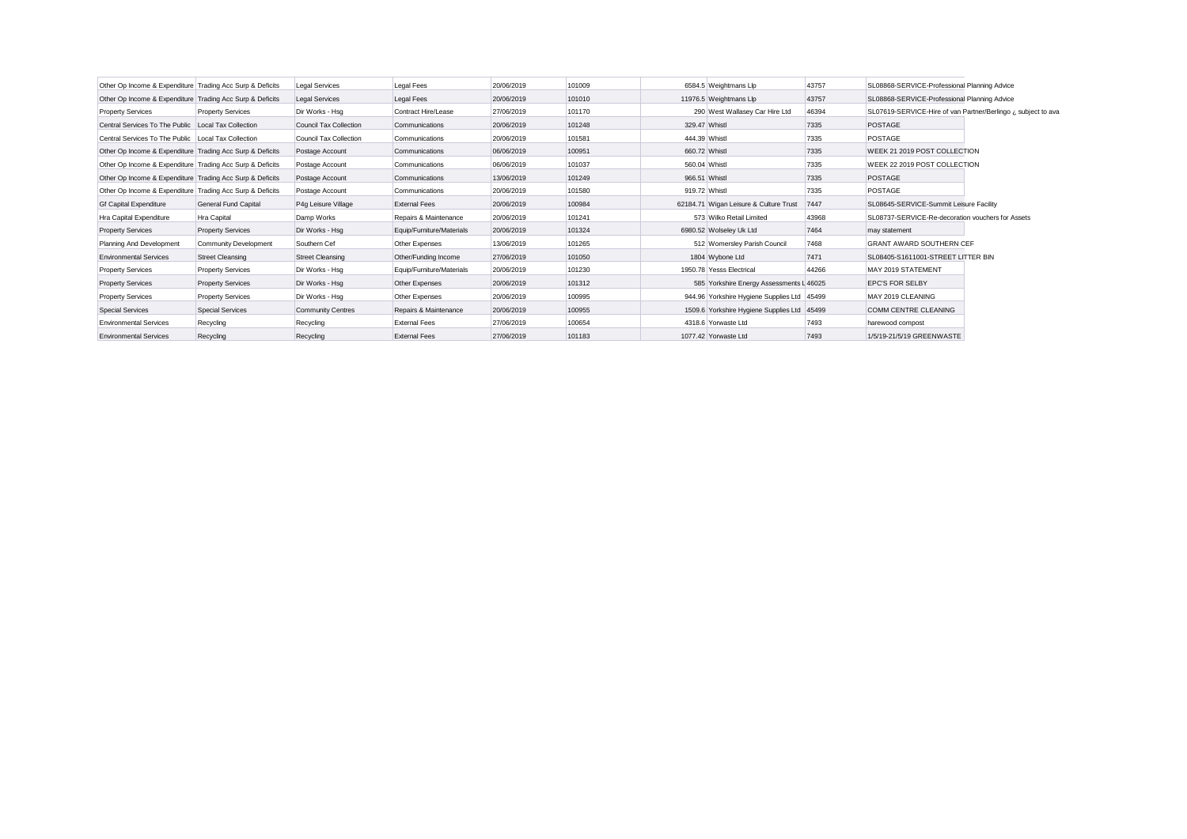| | | | | | | | | | |
|---|---|---|---|---|---|---|---|---|---|
| Other Op Income & Expenditure | Trading Acc Surp & Deficits | Legal Services | Legal Fees | 20/06/2019 | 101009 | 6584.5 | Weightmans Llp | 43757 | SL08868-SERVICE-Professional Planning Advice |
| Other Op Income & Expenditure | Trading Acc Surp & Deficits | Legal Services | Legal Fees | 20/06/2019 | 101010 | 11976.5 | Weightmans Llp | 43757 | SL08868-SERVICE-Professional Planning Advice |
| Property Services | Property Services | Dir Works - Hsg | Contract Hire/Lease | 27/06/2019 | 101170 | 290 | West Wallasey Car Hire Ltd | 46394 | SL07619-SERVICE-Hire of van Partner/Berlingo ¿ subject to ava |
| Central Services To The Public | Local Tax Collection | Council Tax Collection | Communications | 20/06/2019 | 101248 | 329.47 | Whistl | 7335 | POSTAGE |
| Central Services To The Public | Local Tax Collection | Council Tax Collection | Communications | 20/06/2019 | 101581 | 444.39 | Whistl | 7335 | POSTAGE |
| Other Op Income & Expenditure | Trading Acc Surp & Deficits | Postage Account | Communications | 06/06/2019 | 100951 | 660.72 | Whistl | 7335 | WEEK 21 2019 POST COLLECTION |
| Other Op Income & Expenditure | Trading Acc Surp & Deficits | Postage Account | Communications | 06/06/2019 | 101037 | 560.04 | Whistl | 7335 | WEEK 22 2019 POST COLLECTION |
| Other Op Income & Expenditure | Trading Acc Surp & Deficits | Postage Account | Communications | 13/06/2019 | 101249 | 966.51 | Whistl | 7335 | POSTAGE |
| Other Op Income & Expenditure | Trading Acc Surp & Deficits | Postage Account | Communications | 20/06/2019 | 101580 | 919.72 | Whistl | 7335 | POSTAGE |
| Gf Capital Expenditure | General Fund Capital | P4g Leisure Village | External Fees | 20/06/2019 | 100984 | 62184.71 | Wigan Leisure & Culture Trust | 7447 | SL08645-SERVICE-Summit Leisure Facility |
| Hra Capital Expenditure | Hra Capital | Damp Works | Repairs & Maintenance | 20/06/2019 | 101241 | 573 | Wilko Retail Limited | 43968 | SL08737-SERVICE-Re-decoration vouchers for Assets |
| Property Services | Property Services | Dir Works - Hsg | Equip/Furniture/Materials | 20/06/2019 | 101324 | 6980.52 | Wolseley Uk Ltd | 7464 | may statement |
| Planning And Development | Community Development | Southern Cef | Other Expenses | 13/06/2019 | 101265 | 512 | Womersley Parish Council | 7468 | GRANT AWARD SOUTHERN CEF |
| Environmental Services | Street Cleansing | Street Cleansing | Other/Funding Income | 27/06/2019 | 101050 | 1804 | Wybone Ltd | 7471 | SL08405-S1611001-STREET LITTER BIN |
| Property Services | Property Services | Dir Works - Hsg | Equip/Furniture/Materials | 20/06/2019 | 101230 | 1950.78 | Yesss Electrical | 44266 | MAY 2019 STATEMENT |
| Property Services | Property Services | Dir Works - Hsg | Other Expenses | 20/06/2019 | 101312 | 585 | Yorkshire Energy Assessments L | 46025 | EPC'S FOR SELBY |
| Property Services | Property Services | Dir Works - Hsg | Other Expenses | 20/06/2019 | 100995 | 944.96 | Yorkshire Hygiene Supplies Ltd | 45499 | MAY 2019 CLEANING |
| Special Services | Special Services | Community Centres | Repairs & Maintenance | 20/06/2019 | 100955 | 1509.6 | Yorkshire Hygiene Supplies Ltd | 45499 | COMM CENTRE CLEANING |
| Environmental Services | Recycling | Recycling | External Fees | 27/06/2019 | 100654 | 4318.6 | Yorwaste Ltd | 7493 | harewood compost |
| Environmental Services | Recycling | Recycling | External Fees | 27/06/2019 | 101183 | 1077.42 | Yorwaste Ltd | 7493 | 1/5/19-21/5/19 GREENWASTE |